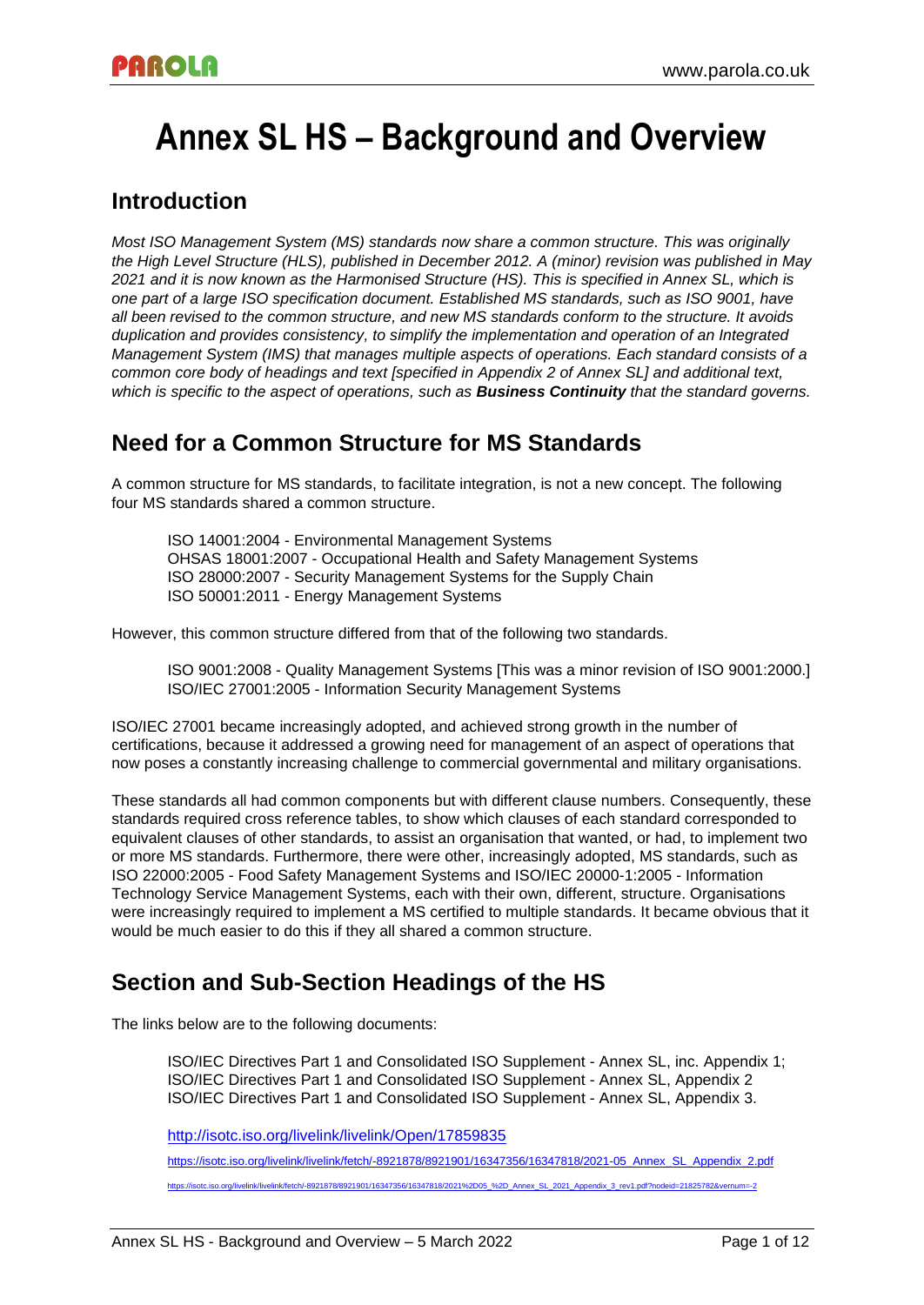# Annex SL HS – Background and Overview

## Introduction

*Most ISO Management System (MS) standards now share a common structure. This was originally the High Level Structure (HLS), published in December 2012. A (minor) revision was published in May 2021 and it is now known as the Harmonised Structure (HS). This is specified in Annex SL, which is one part of a large ISO specification document. Established MS standards, such as ISO 9001, have all been revised to the common structure, and new MS standards conform to the structure. It avoids duplication and provides consistency, to simplify the implementation and operation of an Integrated Management System (IMS) that manages multiple aspects of operations. Each standard consists of a common core body of headings and text [specified in Appendix 2 of Annex SL] and additional text, which is specific to the aspect of operations, such as* ***Business Continuity*** *that the standard governs.*

## Need for a Common Structure for MS Standards

A common structure for MS standards, to facilitate integration, is not a new concept. The following four MS standards shared a common structure.

> ISO 14001:2004 - Environmental Management Systems
> OHSAS 18001:2007 - Occupational Health and Safety Management Systems
> ISO 28000:2007 - Security Management Systems for the Supply Chain
> ISO 50001:2011 - Energy Management Systems

However, this common structure differed from that of the following two standards.

> ISO 9001:2008 - Quality Management Systems [This was a minor revision of ISO 9001:2000.]
> ISO/IEC 27001:2005 - Information Security Management Systems

ISO/IEC 27001 became increasingly adopted, and achieved strong growth in the number of certifications, because it addressed a growing need for management of an aspect of operations that now poses a constantly increasing challenge to commercial governmental and military organisations.

These standards all had common components but with different clause numbers. Consequently, these standards required cross reference tables, to show which clauses of each standard corresponded to equivalent clauses of other standards, to assist an organisation that wanted, or had, to implement two or more MS standards. Furthermore, there were other, increasingly adopted, MS standards, such as ISO 22000:2005 - Food Safety Management Systems and ISO/IEC 20000-1:2005 - Information Technology Service Management Systems, each with their own, different, structure. Organisations were increasingly required to implement a MS certified to multiple standards. It became obvious that it would be much easier to do this if they all shared a common structure.

## Section and Sub-Section Headings of the HS

The links below are to the following documents:

> ISO/IEC Directives Part 1 and Consolidated ISO Supplement - Annex SL, inc. Appendix 1;
> ISO/IEC Directives Part 1 and Consolidated ISO Supplement - Annex SL, Appendix 2
> ISO/IEC Directives Part 1 and Consolidated ISO Supplement - Annex SL, Appendix 3.

http://isotc.iso.org/livelink/livelink/Open/17859835

https://isotc.iso.org/livelink/livelink/fetch/-8921878/8921901/16347356/16347818/2021-05_Annex_SL_Appendix_2.pdf

https://isotc.iso.org/livelink/livelink/fetch/-8921878/8921901/16347356/16347818/2021%2D05_%2D_Annex_SL_2021_Appendix_3_rev1.pdf?nodeid=21825782&vernum=-2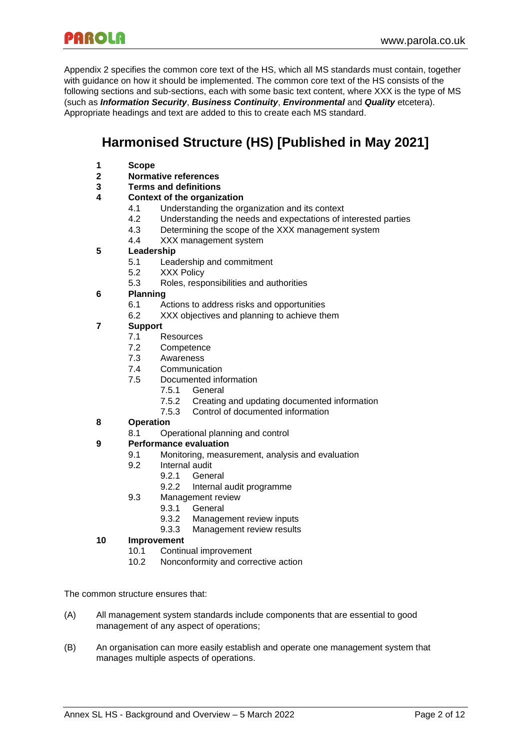Appendix 2 specifies the common core text of the HS, which all MS standards must contain, together with guidance on how it should be implemented. The common core text of the HS consists of the following sections and sub-sections, each with some basic text content, where XXX is the type of MS (such as ***Information Security***, ***Business Continuity***, ***Environmental*** and ***Quality*** etcetera). Appropriate headings and text are added to this to create each MS standard.

## Harmonised Structure (HS) [Published in May 2021]

- **1 Scope**
- **2 Normative references**
- **3 Terms and definitions**
- **4 Context of the organization**
  - 4.1 Understanding the organization and its context
  - 4.2 Understanding the needs and expectations of interested parties
  - 4.3 Determining the scope of the XXX management system
  - 4.4 XXX management system
- **5 Leadership**
  - 5.1 Leadership and commitment
  - 5.2 XXX Policy
  - 5.3 Roles, responsibilities and authorities
- **6 Planning**
  - 6.1 Actions to address risks and opportunities
  - 6.2 XXX objectives and planning to achieve them
- **7 Support**
  - 7.1 Resources
  - 7.2 Competence
  - 7.3 Awareness
  - 7.4 Communication
  - 7.5 Documented information
    - 7.5.1 General
    - 7.5.2 Creating and updating documented information
    - 7.5.3 Control of documented information
- **8 Operation**
  - 8.1 Operational planning and control
- **9 Performance evaluation**
  - 9.1 Monitoring, measurement, analysis and evaluation
  - 9.2 Internal audit
    - 9.2.1 General
    - 9.2.2 Internal audit programme
  - 9.3 Management review
    - 9.3.1 General
    - 9.3.2 Management review inputs
    - 9.3.3 Management review results
- **10 Improvement**
  - 10.1 Continual improvement
  - 10.2 Nonconformity and corrective action

The common structure ensures that:

(A) All management system standards include components that are essential to good management of any aspect of operations;

(B) An organisation can more easily establish and operate one management system that manages multiple aspects of operations.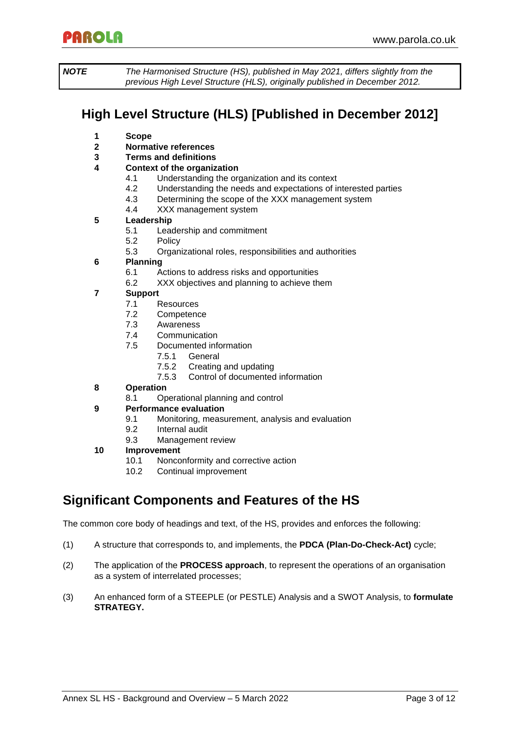| *NOTE* | *The Harmonised Structure (HS), published in May 2021, differs slightly from the previous High Level Structure (HLS), originally published in December 2012.* |
|---|---|

## High Level Structure (HLS) [Published in December 2012]

**1 Scope**

**2 Normative references**

**3 Terms and definitions**

**4 Context of the organization**

- 4.1 Understanding the organization and its context
- 4.2 Understanding the needs and expectations of interested parties
- 4.3 Determining the scope of the XXX management system
- 4.4 XXX management system

**5 Leadership**

- 5.1 Leadership and commitment
- 5.2 Policy
- 5.3 Organizational roles, responsibilities and authorities

**6 Planning**

- 6.1 Actions to address risks and opportunities
- 6.2 XXX objectives and planning to achieve them

**7 Support**

- 7.1 Resources
- 7.2 Competence
- 7.3 Awareness
- 7.4 Communication
- 7.5 Documented information
  - 7.5.1 General
  - 7.5.2 Creating and updating
  - 7.5.3 Control of documented information

**8 Operation**

- 8.1 Operational planning and control

**9 Performance evaluation**

- 9.1 Monitoring, measurement, analysis and evaluation
- 9.2 Internal audit
- 9.3 Management review

**10 Improvement**

- 10.1 Nonconformity and corrective action
- 10.2 Continual improvement

## Significant Components and Features of the HS

The common core body of headings and text, of the HS, provides and enforces the following:

(1) A structure that corresponds to, and implements, the **PDCA (Plan-Do-Check-Act)** cycle;

(2) The application of the **PROCESS approach**, to represent the operations of an organisation as a system of interrelated processes;

(3) An enhanced form of a STEEPLE (or PESTLE) Analysis and a SWOT Analysis, to **formulate STRATEGY.**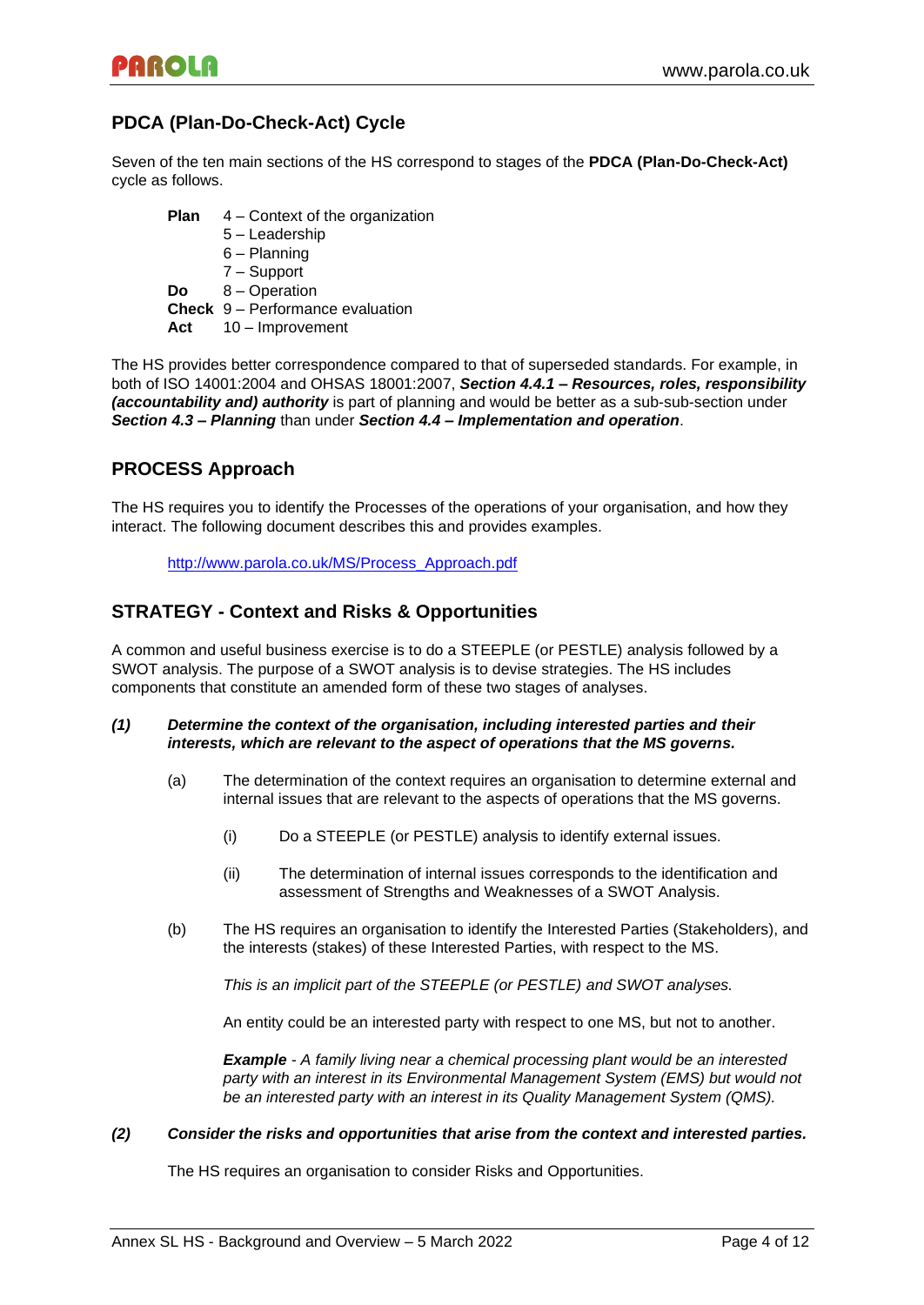## PDCA (Plan-Do-Check-Act) Cycle

Seven of the ten main sections of the HS correspond to stages of the **PDCA (Plan-Do-Check-Act)** cycle as follows.

| | |
|---|---|
| **Plan** | 4 – Context of the organization |
| | 5 – Leadership |
| | 6 – Planning |
| | 7 – Support |
| **Do** | 8 – Operation |
| **Check** | 9 – Performance evaluation |
| **Act** | 10 – Improvement |

The HS provides better correspondence compared to that of superseded standards. For example, in both of ISO 14001:2004 and OHSAS 18001:2007, ***Section 4.4.1 – Resources, roles, responsibility (accountability and) authority*** is part of planning and would be better as a sub-sub-section under ***Section 4.3 – Planning*** than under ***Section 4.4 – Implementation and operation***.

## PROCESS Approach

The HS requires you to identify the Processes of the operations of your organisation, and how they interact. The following document describes this and provides examples.

http://www.parola.co.uk/MS/Process_Approach.pdf

## STRATEGY - Context and Risks & Opportunities

A common and useful business exercise is to do a STEEPLE (or PESTLE) analysis followed by a SWOT analysis. The purpose of a SWOT analysis is to devise strategies. The HS includes components that constitute an amended form of these two stages of analyses.

***(1) Determine the context of the organisation, including interested parties and their interests, which are relevant to the aspect of operations that the MS governs.***

(a) The determination of the context requires an organisation to determine external and internal issues that are relevant to the aspects of operations that the MS governs.

(i) Do a STEEPLE (or PESTLE) analysis to identify external issues.

(ii) The determination of internal issues corresponds to the identification and assessment of Strengths and Weaknesses of a SWOT Analysis.

(b) The HS requires an organisation to identify the Interested Parties (Stakeholders), and the interests (stakes) of these Interested Parties, with respect to the MS.

*This is an implicit part of the STEEPLE (or PESTLE) and SWOT analyses.*

An entity could be an interested party with respect to one MS, but not to another.

***Example*** *- A family living near a chemical processing plant would be an interested party with an interest in its Environmental Management System (EMS) but would not be an interested party with an interest in its Quality Management System (QMS).*

***(2) Consider the risks and opportunities that arise from the context and interested parties.***

The HS requires an organisation to consider Risks and Opportunities.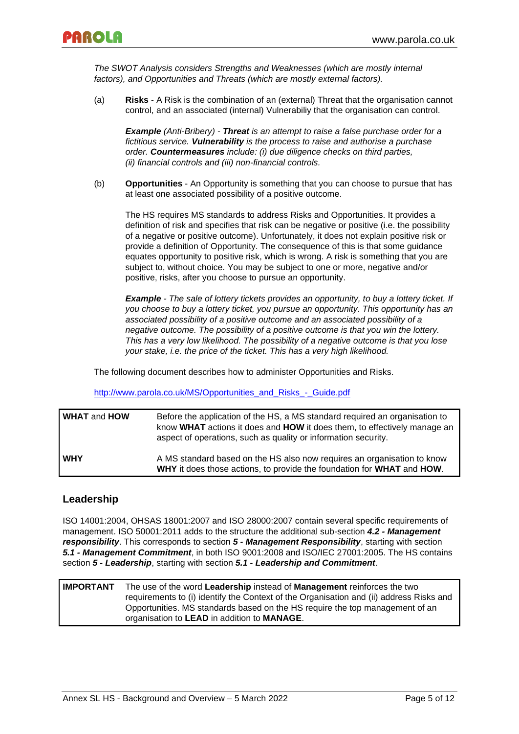*The SWOT Analysis considers Strengths and Weaknesses (which are mostly internal factors), and Opportunities and Threats (which are mostly external factors).*

(a) **Risks** - A Risk is the combination of an (external) Threat that the organisation cannot control, and an associated (internal) Vulnerabiliy that the organisation can control.

*__Example__ (Anti-Bribery) - __Threat__ is an attempt to raise a false purchase order for a fictitious service. __Vulnerability__ is the process to raise and authorise a purchase order. __Countermeasures__ include: (i) due diligence checks on third parties, (ii) financial controls and (iii) non-financial controls.*

(b) **Opportunities** - An Opportunity is something that you can choose to pursue that has at least one associated possibility of a positive outcome.

The HS requires MS standards to address Risks and Opportunities. It provides a definition of risk and specifies that risk can be negative or positive (i.e. the possibility of a negative or positive outcome). Unfortunately, it does not explain positive risk or provide a definition of Opportunity. The consequence of this is that some guidance equates opportunity to positive risk, which is wrong. A risk is something that you are subject to, without choice. You may be subject to one or more, negative and/or positive, risks, after you choose to pursue an opportunity.

*__Example__ - The sale of lottery tickets provides an opportunity, to buy a lottery ticket. If you choose to buy a lottery ticket, you pursue an opportunity. This opportunity has an associated possibility of a positive outcome and an associated possibility of a negative outcome. The possibility of a positive outcome is that you win the lottery. This has a very low likelihood. The possibility of a negative outcome is that you lose your stake, i.e. the price of the ticket. This has a very high likelihood.*

The following document describes how to administer Opportunities and Risks.

http://www.parola.co.uk/MS/Opportunities_and_Risks_-_Guide.pdf

| **WHAT** and **HOW** | Before the application of the HS, a MS standard required an organisation to know **WHAT** actions it does and **HOW** it does them, to effectively manage an aspect of operations, such as quality or information security. |
|---|---|
| **WHY** | A MS standard based on the HS also now requires an organisation to know **WHY** it does those actions, to provide the foundation for **WHAT** and **HOW**. |

## Leadership

ISO 14001:2004, OHSAS 18001:2007 and ISO 28000:2007 contain several specific requirements of management. ISO 50001:2011 adds to the structure the additional sub-section ***4.2 - Management responsibility***. This corresponds to section ***5 - Management Responsibility***, starting with section ***5.1 - Management Commitment***, in both ISO 9001:2008 and ISO/IEC 27001:2005. The HS contains section ***5 - Leadership***, starting with section ***5.1 - Leadership and Commitment***.

| **IMPORTANT** | The use of the word **Leadership** instead of **Management** reinforces the two requirements to (i) identify the Context of the Organisation and (ii) address Risks and Opportunities. MS standards based on the HS require the top management of an organisation to **LEAD** in addition to **MANAGE**. |
|---|---|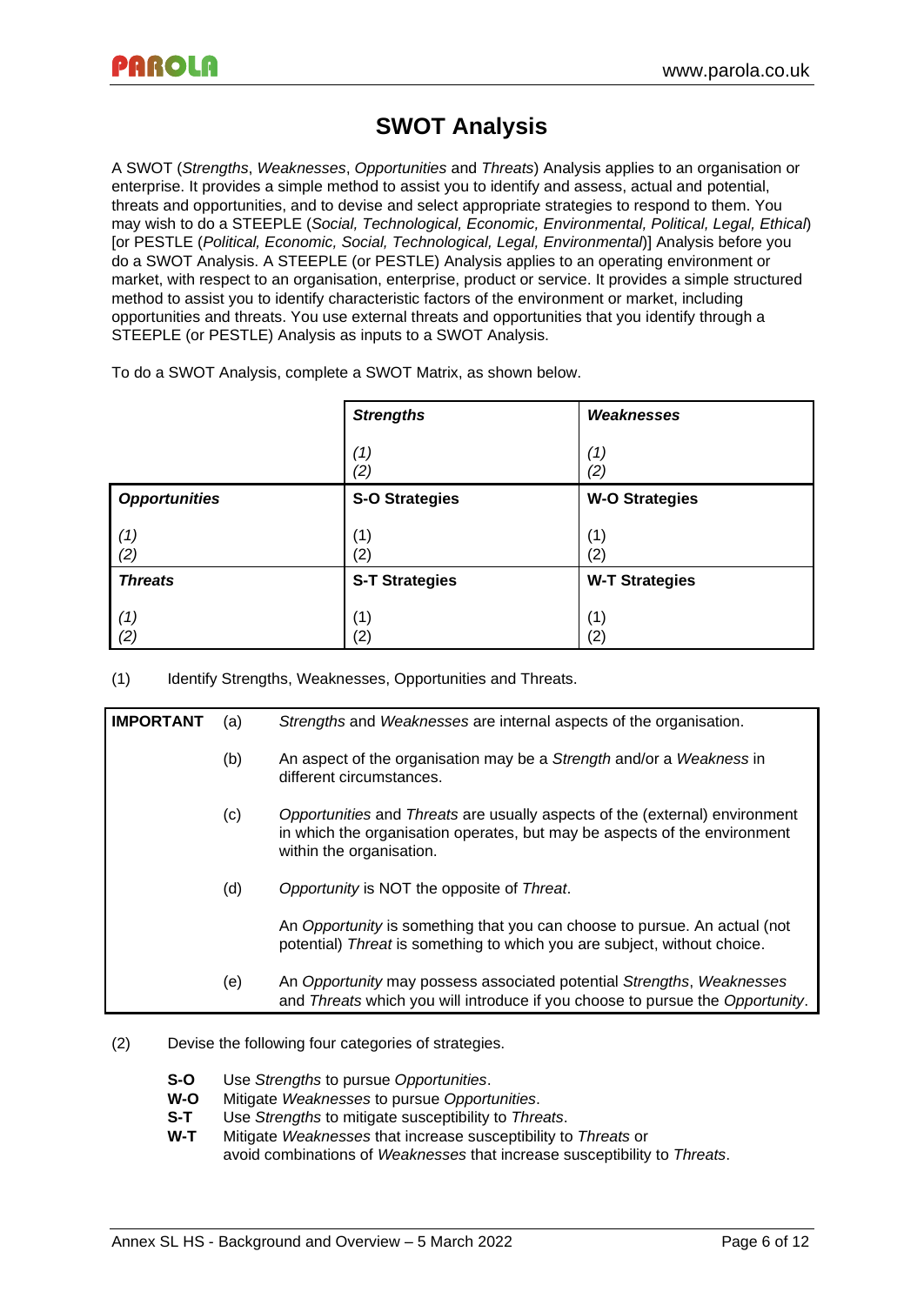# SWOT Analysis

A SWOT (*Strengths*, *Weaknesses*, *Opportunities* and *Threats*) Analysis applies to an organisation or enterprise. It provides a simple method to assist you to identify and assess, actual and potential, threats and opportunities, and to devise and select appropriate strategies to respond to them. You may wish to do a STEEPLE (*Social, Technological, Economic, Environmental, Political, Legal, Ethical*) [or PESTLE (*Political, Economic, Social, Technological, Legal, Environmental*)] Analysis before you do a SWOT Analysis. A STEEPLE (or PESTLE) Analysis applies to an operating environment or market, with respect to an organisation, enterprise, product or service. It provides a simple structured method to assist you to identify characteristic factors of the environment or market, including opportunities and threats. You use external threats and opportunities that you identify through a STEEPLE (or PESTLE) Analysis as inputs to a SWOT Analysis.

To do a SWOT Analysis, complete a SWOT Matrix, as shown below.

| | ***Strengths***<br>*(1)*<br>*(2)* | ***Weaknesses***<br>*(1)*<br>*(2)* |
|---|---|---|
| ***Opportunities***<br>*(1)*<br>*(2)* | **S-O Strategies**<br>(1)<br>(2) | **W-O Strategies**<br>(1)<br>(2) |
| ***Threats***<br>*(1)*<br>*(2)* | **S-T Strategies**<br>(1)<br>(2) | **W-T Strategies**<br>(1)<br>(2) |

(1) Identify Strengths, Weaknesses, Opportunities and Threats.

| **IMPORTANT** | | |
|---|---|---|
| | (a) | *Strengths* and *Weaknesses* are internal aspects of the organisation. |
| | (b) | An aspect of the organisation may be a *Strength* and/or a *Weakness* in different circumstances. |
| | (c) | *Opportunities* and *Threats* are usually aspects of the (external) environment in which the organisation operates, but may be aspects of the environment within the organisation. |
| | (d) | *Opportunity* is NOT the opposite of *Threat*.<br><br>An *Opportunity* is something that you can choose to pursue. An actual (not potential) *Threat* is something to which you are subject, without choice. |
| | (e) | An *Opportunity* may possess associated potential *Strengths*, *Weaknesses* and *Threats* which you will introduce if you choose to pursue the *Opportunity*. |

(2) Devise the following four categories of strategies.

- **S-O** Use *Strengths* to pursue *Opportunities*.
- **W-O** Mitigate *Weaknesses* to pursue *Opportunities*.
- **S-T** Use *Strengths* to mitigate susceptibility to *Threats*.
- **W-T** Mitigate *Weaknesses* that increase susceptibility to *Threats* or avoid combinations of *Weaknesses* that increase susceptibility to *Threats*.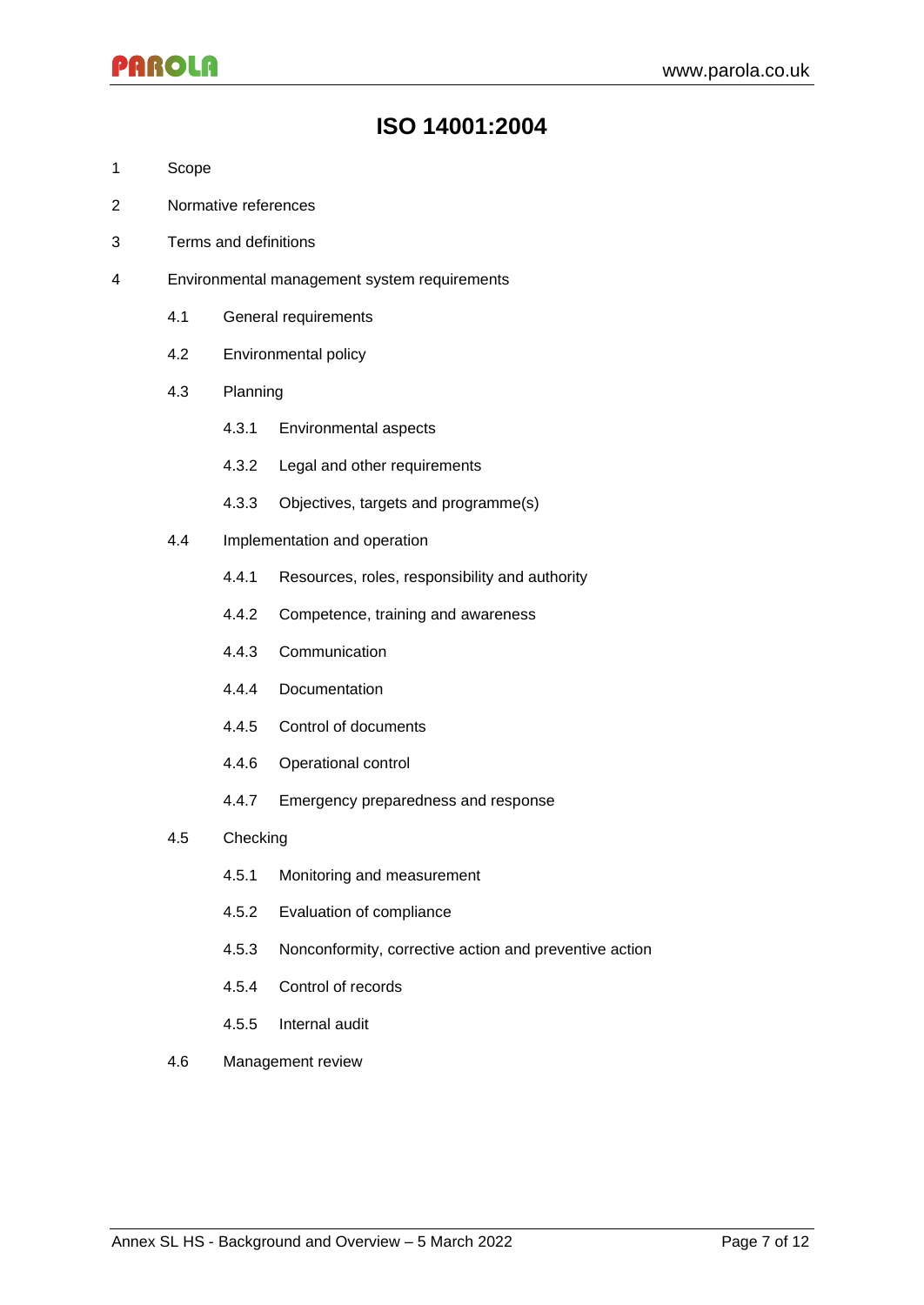# ISO 14001:2004

1 Scope

2 Normative references

3 Terms and definitions

4 Environmental management system requirements

- 4.1 General requirements
- 4.2 Environmental policy
- 4.3 Planning
  - 4.3.1 Environmental aspects
  - 4.3.2 Legal and other requirements
  - 4.3.3 Objectives, targets and programme(s)
- 4.4 Implementation and operation
  - 4.4.1 Resources, roles, responsibility and authority
  - 4.4.2 Competence, training and awareness
  - 4.4.3 Communication
  - 4.4.4 Documentation
  - 4.4.5 Control of documents
  - 4.4.6 Operational control
  - 4.4.7 Emergency preparedness and response
- 4.5 Checking
  - 4.5.1 Monitoring and measurement
  - 4.5.2 Evaluation of compliance
  - 4.5.3 Nonconformity, corrective action and preventive action
  - 4.5.4 Control of records
  - 4.5.5 Internal audit
- 4.6 Management review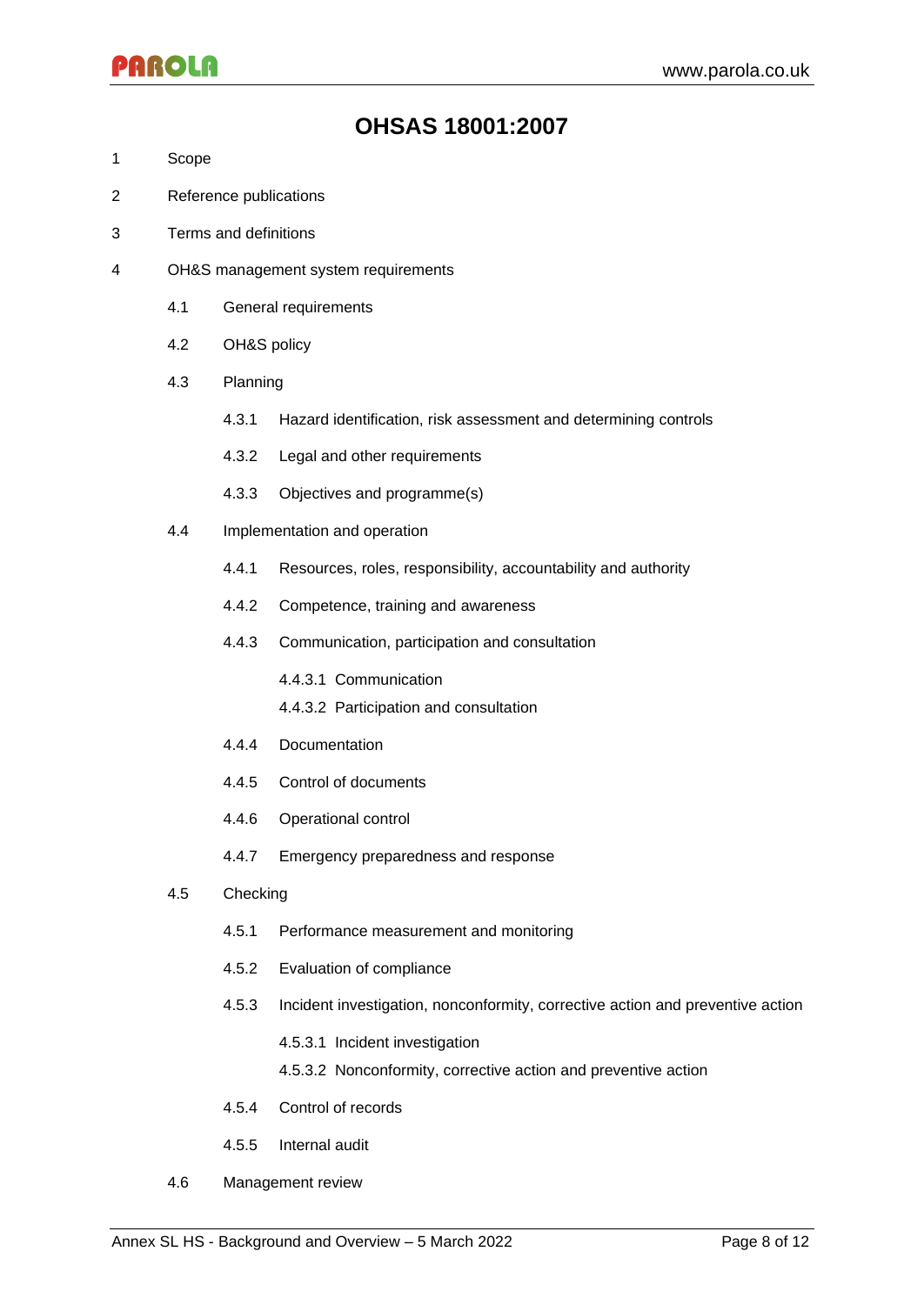# OHSAS 18001:2007

1 Scope

2 Reference publications

3 Terms and definitions

4 OH&S management system requirements

- 4.1 General requirements
- 4.2 OH&S policy
- 4.3 Planning
  - 4.3.1 Hazard identification, risk assessment and determining controls
  - 4.3.2 Legal and other requirements
  - 4.3.3 Objectives and programme(s)
- 4.4 Implementation and operation
  - 4.4.1 Resources, roles, responsibility, accountability and authority
  - 4.4.2 Competence, training and awareness
  - 4.4.3 Communication, participation and consultation
    - 4.4.3.1 Communication
    - 4.4.3.2 Participation and consultation
  - 4.4.4 Documentation
  - 4.4.5 Control of documents
  - 4.4.6 Operational control
  - 4.4.7 Emergency preparedness and response
- 4.5 Checking
  - 4.5.1 Performance measurement and monitoring
  - 4.5.2 Evaluation of compliance
  - 4.5.3 Incident investigation, nonconformity, corrective action and preventive action
    - 4.5.3.1 Incident investigation
    - 4.5.3.2 Nonconformity, corrective action and preventive action
  - 4.5.4 Control of records
  - 4.5.5 Internal audit
- 4.6 Management review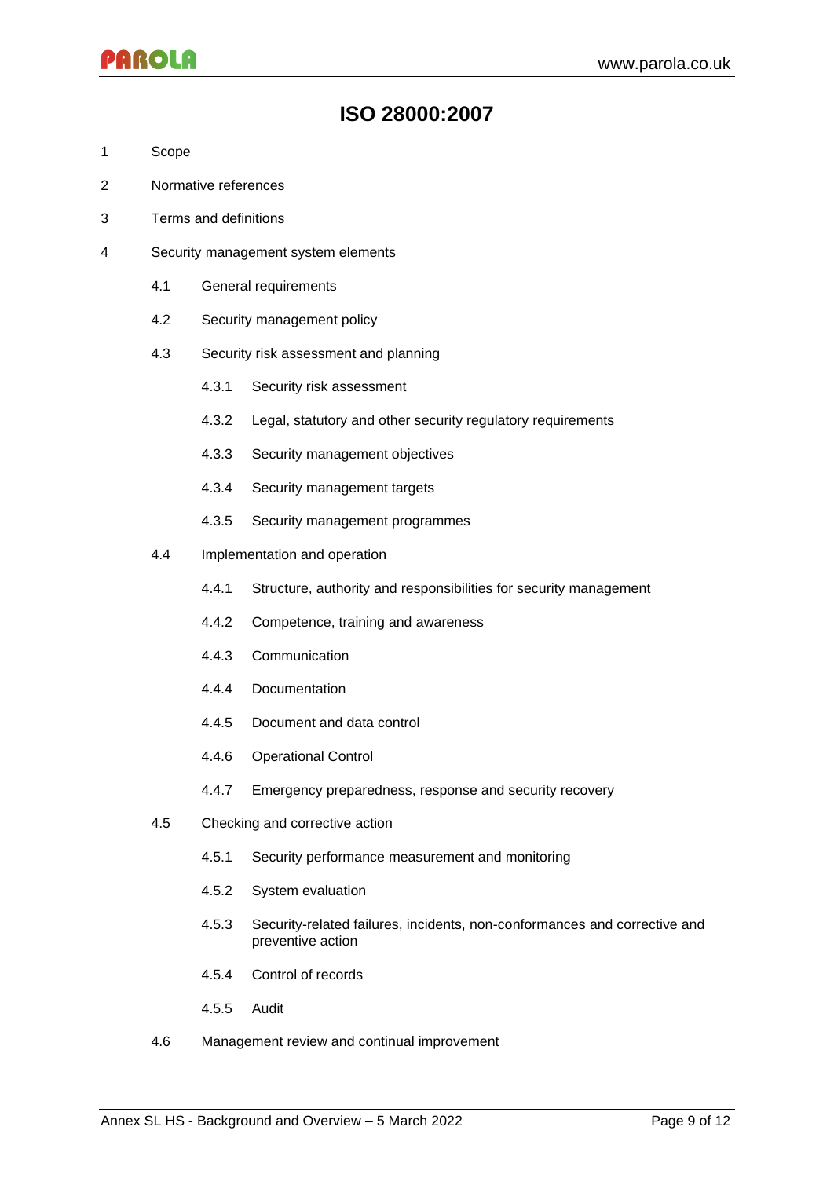# ISO 28000:2007

1 Scope

2 Normative references

3 Terms and definitions

4 Security management system elements

- 4.1 General requirements
- 4.2 Security management policy
- 4.3 Security risk assessment and planning
  - 4.3.1 Security risk assessment
  - 4.3.2 Legal, statutory and other security regulatory requirements
  - 4.3.3 Security management objectives
  - 4.3.4 Security management targets
  - 4.3.5 Security management programmes
- 4.4 Implementation and operation
  - 4.4.1 Structure, authority and responsibilities for security management
  - 4.4.2 Competence, training and awareness
  - 4.4.3 Communication
  - 4.4.4 Documentation
  - 4.4.5 Document and data control
  - 4.4.6 Operational Control
  - 4.4.7 Emergency preparedness, response and security recovery
- 4.5 Checking and corrective action
  - 4.5.1 Security performance measurement and monitoring
  - 4.5.2 System evaluation
  - 4.5.3 Security-related failures, incidents, non-conformances and corrective and preventive action
  - 4.5.4 Control of records
  - 4.5.5 Audit
- 4.6 Management review and continual improvement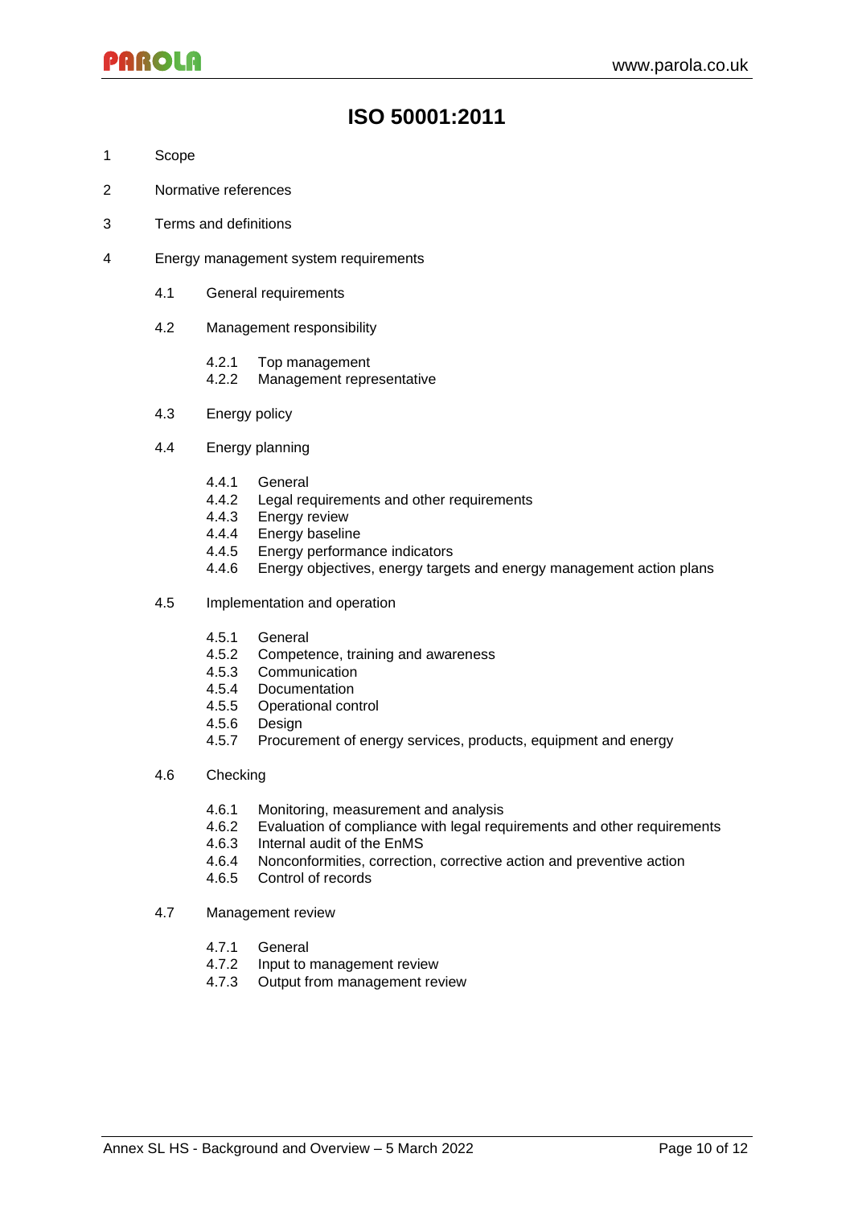# ISO 50001:2011

1 Scope

2 Normative references

3 Terms and definitions

4 Energy management system requirements

- 4.1 General requirements
- 4.2 Management responsibility
  - 4.2.1 Top management
  - 4.2.2 Management representative
- 4.3 Energy policy
- 4.4 Energy planning
  - 4.4.1 General
  - 4.4.2 Legal requirements and other requirements
  - 4.4.3 Energy review
  - 4.4.4 Energy baseline
  - 4.4.5 Energy performance indicators
  - 4.4.6 Energy objectives, energy targets and energy management action plans
- 4.5 Implementation and operation
  - 4.5.1 General
  - 4.5.2 Competence, training and awareness
  - 4.5.3 Communication
  - 4.5.4 Documentation
  - 4.5.5 Operational control
  - 4.5.6 Design
  - 4.5.7 Procurement of energy services, products, equipment and energy
- 4.6 Checking
  - 4.6.1 Monitoring, measurement and analysis
  - 4.6.2 Evaluation of compliance with legal requirements and other requirements
  - 4.6.3 Internal audit of the EnMS
  - 4.6.4 Nonconformities, correction, corrective action and preventive action
  - 4.6.5 Control of records
- 4.7 Management review
  - 4.7.1 General
  - 4.7.2 Input to management review
  - 4.7.3 Output from management review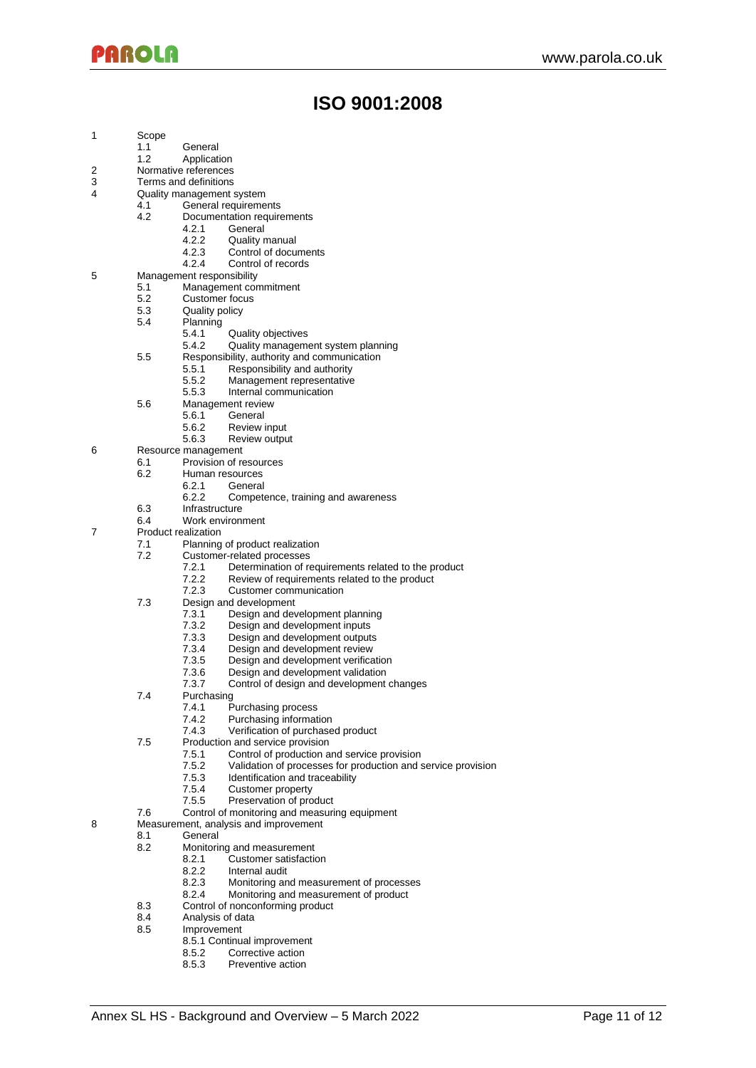# ISO 9001:2008

- 1 Scope
  - 1.1 General
  - 1.2 Application
- 2 Normative references
- 3 Terms and definitions
- 4 Quality management system
  - 4.1 General requirements
  - 4.2 Documentation requirements
    - 4.2.1 General
    - 4.2.2 Quality manual
    - 4.2.3 Control of documents
    - 4.2.4 Control of records
- 5 Management responsibility
  - 5.1 Management commitment
  - 5.2 Customer focus
  - 5.3 Quality policy
  - 5.4 Planning
    - 5.4.1 Quality objectives
    - 5.4.2 Quality management system planning
  - 5.5 Responsibility, authority and communication
    - 5.5.1 Responsibility and authority
    - 5.5.2 Management representative
    - 5.5.3 Internal communication
  - 5.6 Management review
    - 5.6.1 General
    - 5.6.2 Review input
    - 5.6.3 Review output
- 6 Resource management
  - 6.1 Provision of resources
  - 6.2 Human resources
    - 6.2.1 General
    - 6.2.2 Competence, training and awareness
  - 6.3 Infrastructure
  - 6.4 Work environment
- 7 Product realization
  - 7.1 Planning of product realization
  - 7.2 Customer-related processes
    - 7.2.1 Determination of requirements related to the product
    - 7.2.2 Review of requirements related to the product
    - 7.2.3 Customer communication
  - 7.3 Design and development
    - 7.3.1 Design and development planning
    - 7.3.2 Design and development inputs
    - 7.3.3 Design and development outputs
    - 7.3.4 Design and development review
    - 7.3.5 Design and development verification
    - 7.3.6 Design and development validation
    - 7.3.7 Control of design and development changes
  - 7.4 Purchasing
    - 7.4.1 Purchasing process
    - 7.4.2 Purchasing information
    - 7.4.3 Verification of purchased product
  - 7.5 Production and service provision
    - 7.5.1 Control of production and service provision
    - 7.5.2 Validation of processes for production and service provision
    - 7.5.3 Identification and traceability
    - 7.5.4 Customer property
    - 7.5.5 Preservation of product
  - 7.6 Control of monitoring and measuring equipment
- 8 Measurement, analysis and improvement
  - 8.1 General
  - 8.2 Monitoring and measurement
    - 8.2.1 Customer satisfaction
    - 8.2.2 Internal audit
    - 8.2.3 Monitoring and measurement of processes
    - 8.2.4 Monitoring and measurement of product
  - 8.3 Control of nonconforming product
  - 8.4 Analysis of data
  - 8.5 Improvement
    - 8.5.1 Continual improvement
    - 8.5.2 Corrective action
    - 8.5.3 Preventive action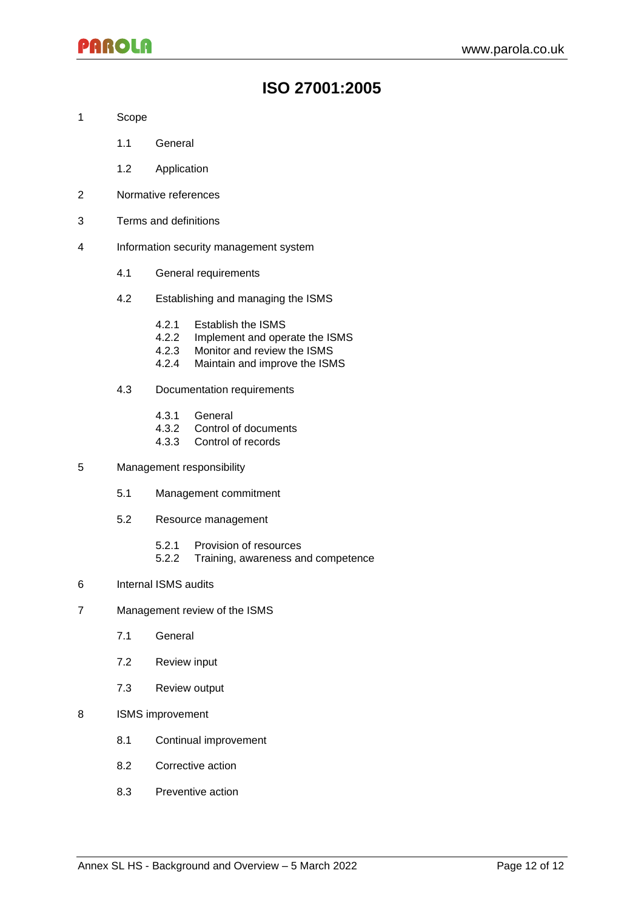# ISO 27001:2005

1 Scope

   1.1 General

   1.2 Application

2 Normative references

3 Terms and definitions

4 Information security management system

   4.1 General requirements

   4.2 Establishing and managing the ISMS

      4.2.1 Establish the ISMS
      4.2.2 Implement and operate the ISMS
      4.2.3 Monitor and review the ISMS
      4.2.4 Maintain and improve the ISMS

   4.3 Documentation requirements

      4.3.1 General
      4.3.2 Control of documents
      4.3.3 Control of records

5 Management responsibility

   5.1 Management commitment

   5.2 Resource management

      5.2.1 Provision of resources
      5.2.2 Training, awareness and competence

6 Internal ISMS audits

7 Management review of the ISMS

   7.1 General

   7.2 Review input

   7.3 Review output

8 ISMS improvement

   8.1 Continual improvement

   8.2 Corrective action

   8.3 Preventive action